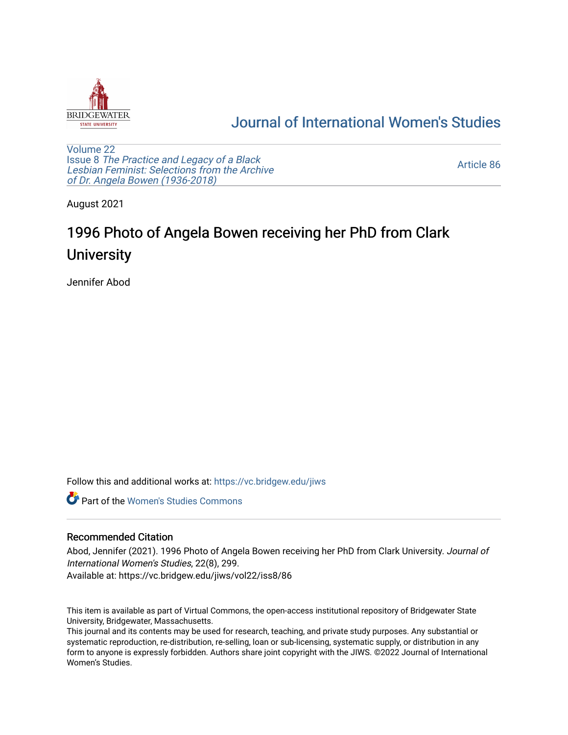[Journal of International Women's Studies](https://vc.bridgew.edu/jiws)

Volume 22
Issue 8 *The Practice and Legacy of a Black Lesbian Feminist: Selections from the Archive of Dr. Angela Bowen (1936-2018)*

Article 86

August 2021

# 1996 Photo of Angela Bowen receiving her PhD from Clark University

Jennifer Abod

Follow this and additional works at: https://vc.bridgew.edu/jiws

Part of the Women's Studies Commons

## Recommended Citation

Abod, Jennifer (2021). 1996 Photo of Angela Bowen receiving her PhD from Clark University. *Journal of International Women's Studies*, 22(8), 299.
Available at: https://vc.bridgew.edu/jiws/vol22/iss8/86

This item is available as part of Virtual Commons, the open-access institutional repository of Bridgewater State University, Bridgewater, Massachusetts.
This journal and its contents may be used for research, teaching, and private study purposes. Any substantial or systematic reproduction, re-distribution, re-selling, loan or sub-licensing, systematic supply, or distribution in any form to anyone is expressly forbidden. Authors share joint copyright with the JIWS. ©2022 Journal of International Women's Studies.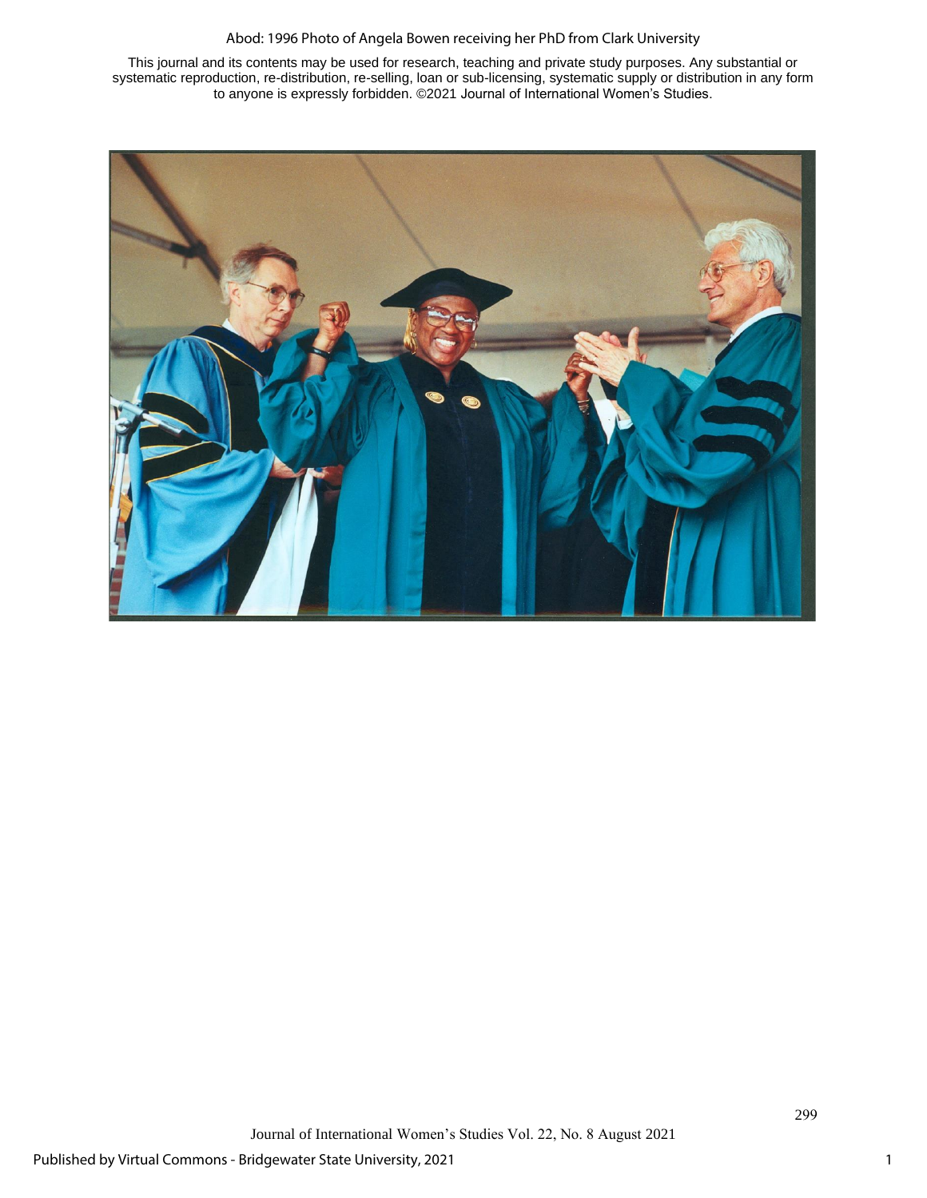Abod: 1996 Photo of Angela Bowen receiving her PhD from Clark University

This journal and its contents may be used for research, teaching and private study purposes. Any substantial or systematic reproduction, re-distribution, re-selling, loan or sub-licensing, systematic supply or distribution in any form to anyone is expressly forbidden. ©2021 Journal of International Women's Studies.